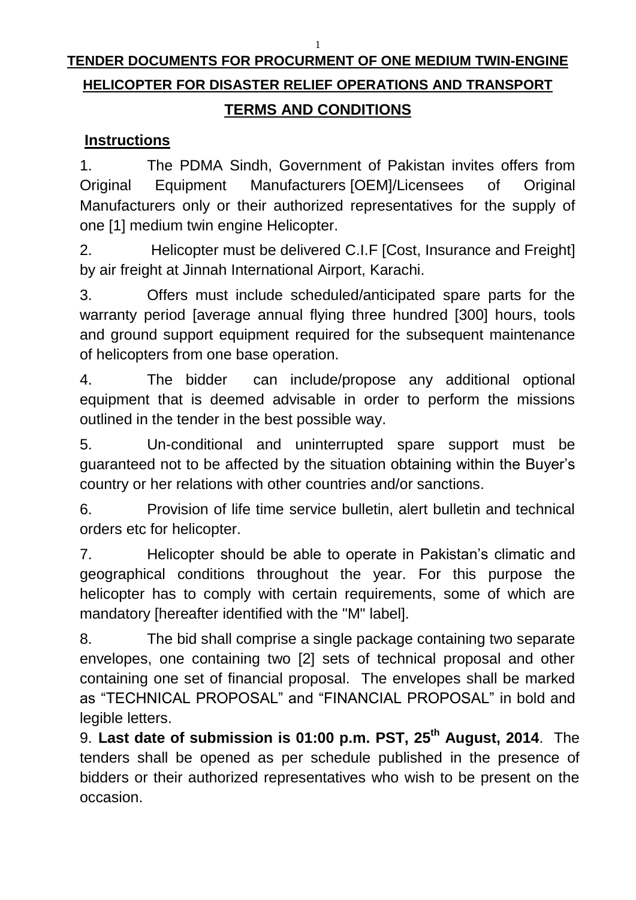# TENDER DOCUMENTS FOR PROCUREMENT OF ONE MEDIUM TWIN-ENGINE HELICOPTER FOR DISASTER RELIEF OPERATIONS AND TRANSPORT

## TERMS AND CONDITIONS

### Instructions

1. The PDMA Sindh, Government of Pakistan invites offers from Original Equipment Manufacturers [OEM]/Licensees of Original Manufacturers only or their authorized representatives for the supply of one [1] medium twin engine Helicopter.

2. Helicopter must be delivered C.I.F [Cost, Insurance and Freight] by air freight at Jinnah International Airport, Karachi.

3. Offers must include scheduled/anticipated spare parts for the warranty period [average annual flying three hundred [300] hours, tools and ground support equipment required for the subsequent maintenance of helicopters from one base operation.

4. The bidder can include/propose any additional optional equipment that is deemed advisable in order to perform the missions outlined in the tender in the best possible way.

5. Un-conditional and uninterrupted spare support must be guaranteed not to be affected by the situation obtaining within the Buyer's country or her relations with other countries and/or sanctions.

6. Provision of life time service bulletin, alert bulletin and technical orders etc for helicopter.

7. Helicopter should be able to operate in Pakistan's climatic and geographical conditions throughout the year. For this purpose the helicopter has to comply with certain requirements, some of which are mandatory [hereafter identified with the "M" label].

8. The bid shall comprise a single package containing two separate envelopes, one containing two [2] sets of technical proposal and other containing one set of financial proposal. The envelopes shall be marked as "TECHNICAL PROPOSAL" and "FINANCIAL PROPOSAL" in bold and legible letters.

9. **Last date of submission is 01:00 p.m. PST, 25th August, 2014**. The tenders shall be opened as per schedule published in the presence of bidders or their authorized representatives who wish to be present on the occasion.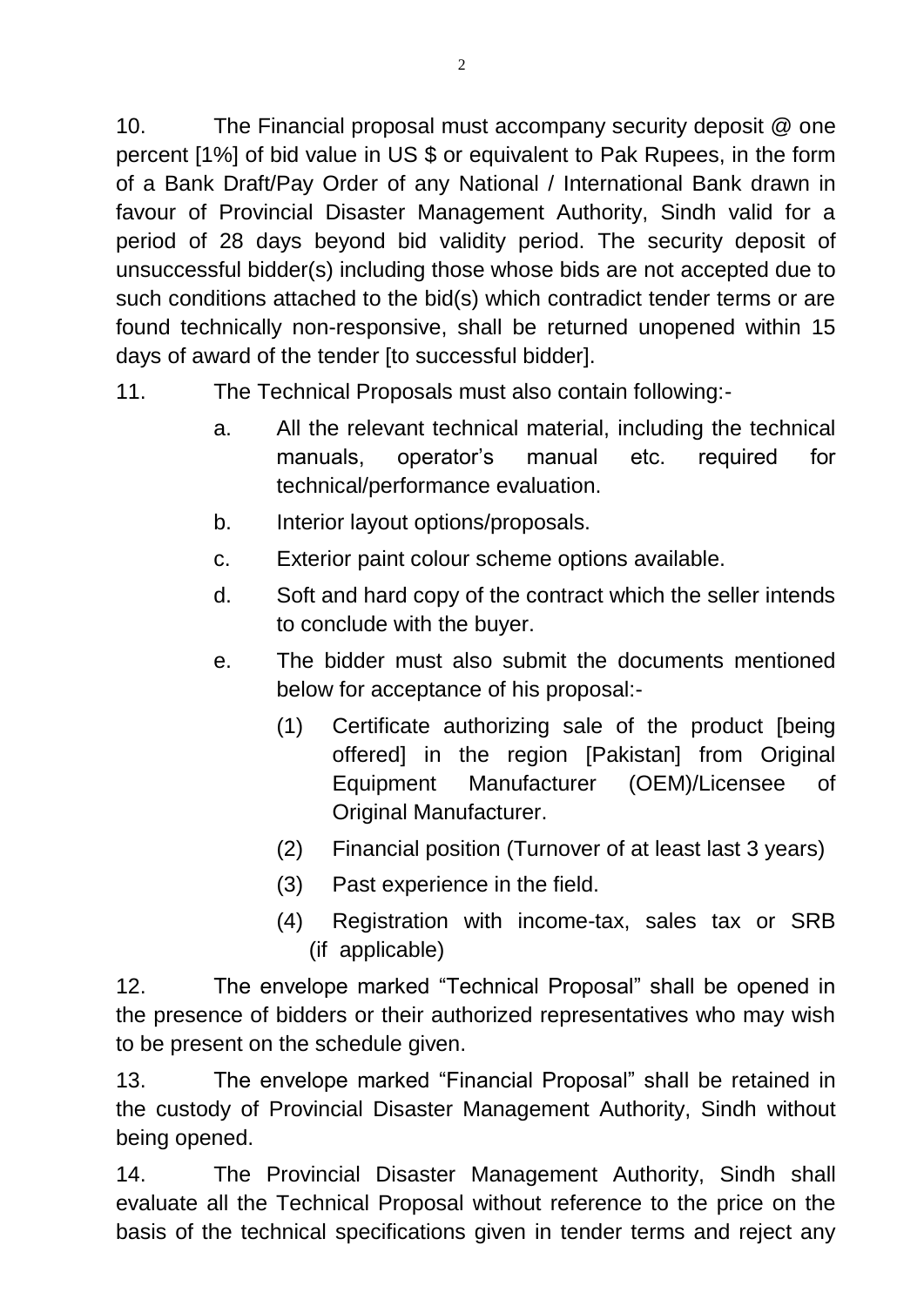10. The Financial proposal must accompany security deposit @ one percent [1%] of bid value in US $ or equivalent to Pak Rupees, in the form of a Bank Draft/Pay Order of any National / International Bank drawn in favour of Provincial Disaster Management Authority, Sindh valid for a period of 28 days beyond bid validity period. The security deposit of unsuccessful bidder(s) including those whose bids are not accepted due to such conditions attached to the bid(s) which contradict tender terms or are found technically non-responsive, shall be returned unopened within 15 days of award of the tender [to successful bidder].

11. The Technical Proposals must also contain following:-

   a. All the relevant technical material, including the technical manuals, operator's manual etc. required for technical/performance evaluation.

   b. Interior layout options/proposals.

   c. Exterior paint colour scheme options available.

   d. Soft and hard copy of the contract which the seller intends to conclude with the buyer.

   e. The bidder must also submit the documents mentioned below for acceptance of his proposal:-

      (1) Certificate authorizing sale of the product [being offered] in the region [Pakistan] from Original Equipment Manufacturer (OEM)/Licensee of Original Manufacturer.

      (2) Financial position (Turnover of at least last 3 years)

      (3) Past experience in the field.

      (4) Registration with income-tax, sales tax or SRB (if applicable)

12. The envelope marked "Technical Proposal" shall be opened in the presence of bidders or their authorized representatives who may wish to be present on the schedule given.

13. The envelope marked "Financial Proposal" shall be retained in the custody of Provincial Disaster Management Authority, Sindh without being opened.

14. The Provincial Disaster Management Authority, Sindh shall evaluate all the Technical Proposal without reference to the price on the basis of the technical specifications given in tender terms and reject any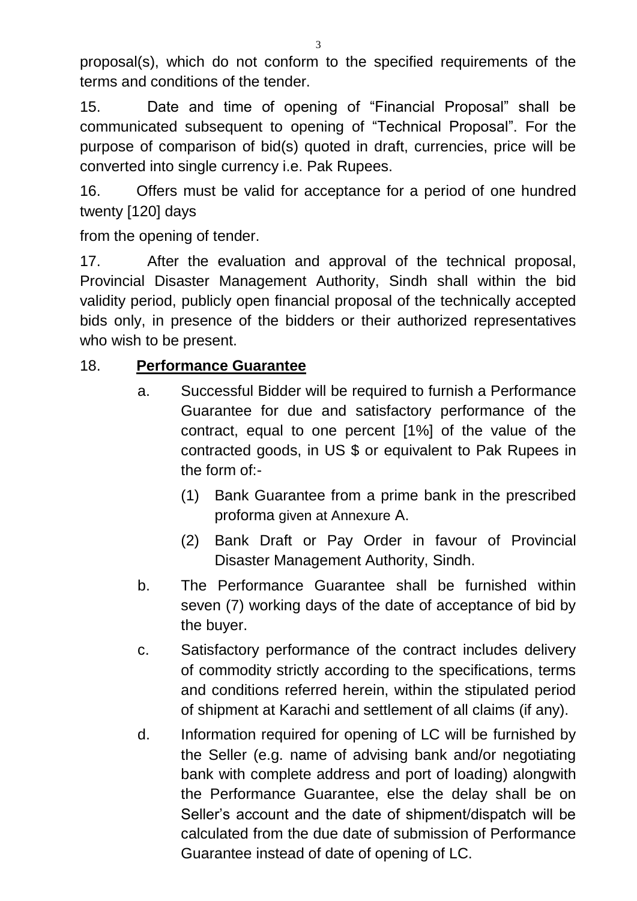proposal(s), which do not conform to the specified requirements of the terms and conditions of the tender.

15. Date and time of opening of "Financial Proposal" shall be communicated subsequent to opening of "Technical Proposal". For the purpose of comparison of bid(s) quoted in draft, currencies, price will be converted into single currency i.e. Pak Rupees.

16. Offers must be valid for acceptance for a period of one hundred twenty [120] days

from the opening of tender.

17. After the evaluation and approval of the technical proposal, Provincial Disaster Management Authority, Sindh shall within the bid validity period, publicly open financial proposal of the technically accepted bids only, in presence of the bidders or their authorized representatives who wish to be present.

18. **Performance Guarantee**

a. Successful Bidder will be required to furnish a Performance Guarantee for due and satisfactory performance of the contract, equal to one percent [1%] of the value of the contracted goods, in US $ or equivalent to Pak Rupees in the form of:-

   (1) Bank Guarantee from a prime bank in the prescribed proforma given at Annexure A.

   (2) Bank Draft or Pay Order in favour of Provincial Disaster Management Authority, Sindh.

b. The Performance Guarantee shall be furnished within seven (7) working days of the date of acceptance of bid by the buyer.

c. Satisfactory performance of the contract includes delivery of commodity strictly according to the specifications, terms and conditions referred herein, within the stipulated period of shipment at Karachi and settlement of all claims (if any).

d. Information required for opening of LC will be furnished by the Seller (e.g. name of advising bank and/or negotiating bank with complete address and port of loading) alongwith the Performance Guarantee, else the delay shall be on Seller's account and the date of shipment/dispatch will be calculated from the due date of submission of Performance Guarantee instead of date of opening of LC.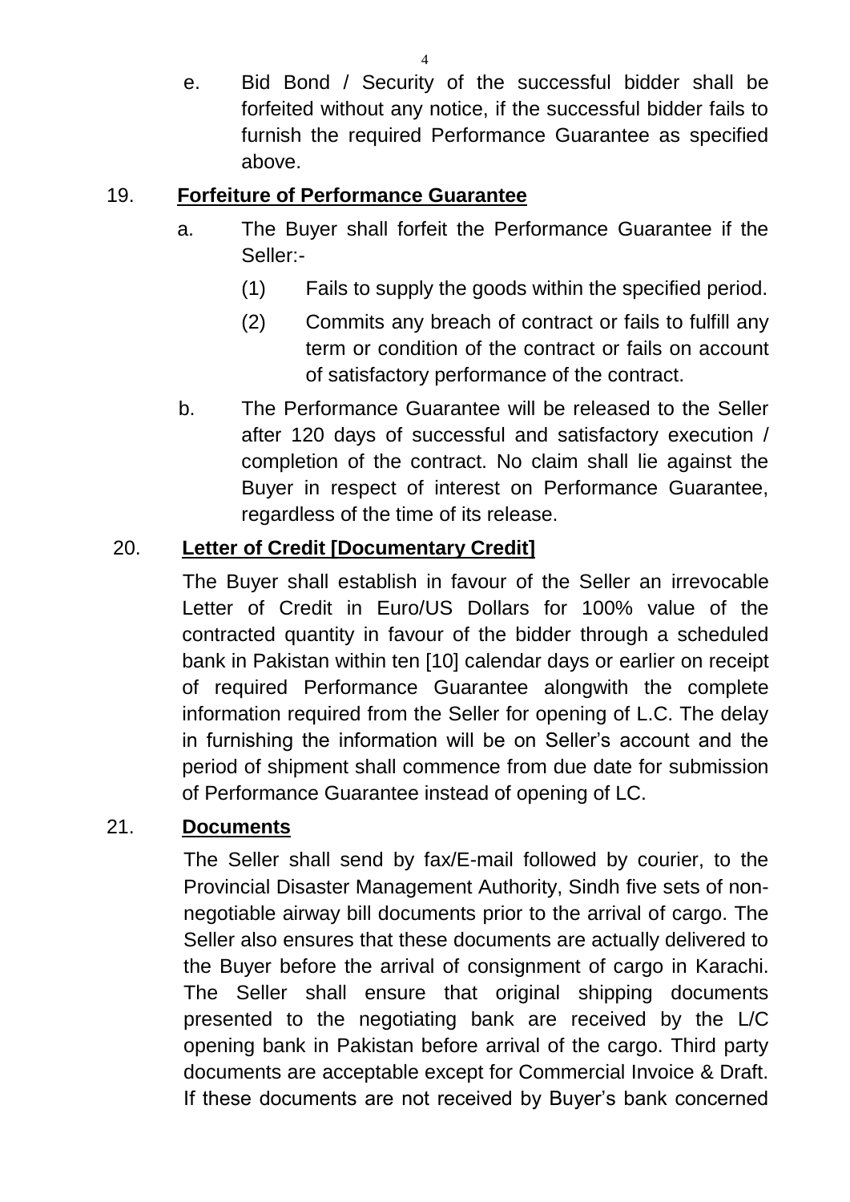e. Bid Bond / Security of the successful bidder shall be forfeited without any notice, if the successful bidder fails to furnish the required Performance Guarantee as specified above.

19. **Forfeiture of Performance Guarantee**

a. The Buyer shall forfeit the Performance Guarantee if the Seller:-

(1) Fails to supply the goods within the specified period.

(2) Commits any breach of contract or fails to fulfill any term or condition of the contract or fails on account of satisfactory performance of the contract.

b. The Performance Guarantee will be released to the Seller after 120 days of successful and satisfactory execution / completion of the contract. No claim shall lie against the Buyer in respect of interest on Performance Guarantee, regardless of the time of its release.

20. **Letter of Credit [Documentary Credit]**

The Buyer shall establish in favour of the Seller an irrevocable Letter of Credit in Euro/US Dollars for 100% value of the contracted quantity in favour of the bidder through a scheduled bank in Pakistan within ten [10] calendar days or earlier on receipt of required Performance Guarantee alongwith the complete information required from the Seller for opening of L.C. The delay in furnishing the information will be on Seller's account and the period of shipment shall commence from due date for submission of Performance Guarantee instead of opening of LC.

21. **Documents**

The Seller shall send by fax/E-mail followed by courier, to the Provincial Disaster Management Authority, Sindh five sets of non-negotiable airway bill documents prior to the arrival of cargo. The Seller also ensures that these documents are actually delivered to the Buyer before the arrival of consignment of cargo in Karachi. The Seller shall ensure that original shipping documents presented to the negotiating bank are received by the L/C opening bank in Pakistan before arrival of the cargo. Third party documents are acceptable except for Commercial Invoice & Draft. If these documents are not received by Buyer's bank concerned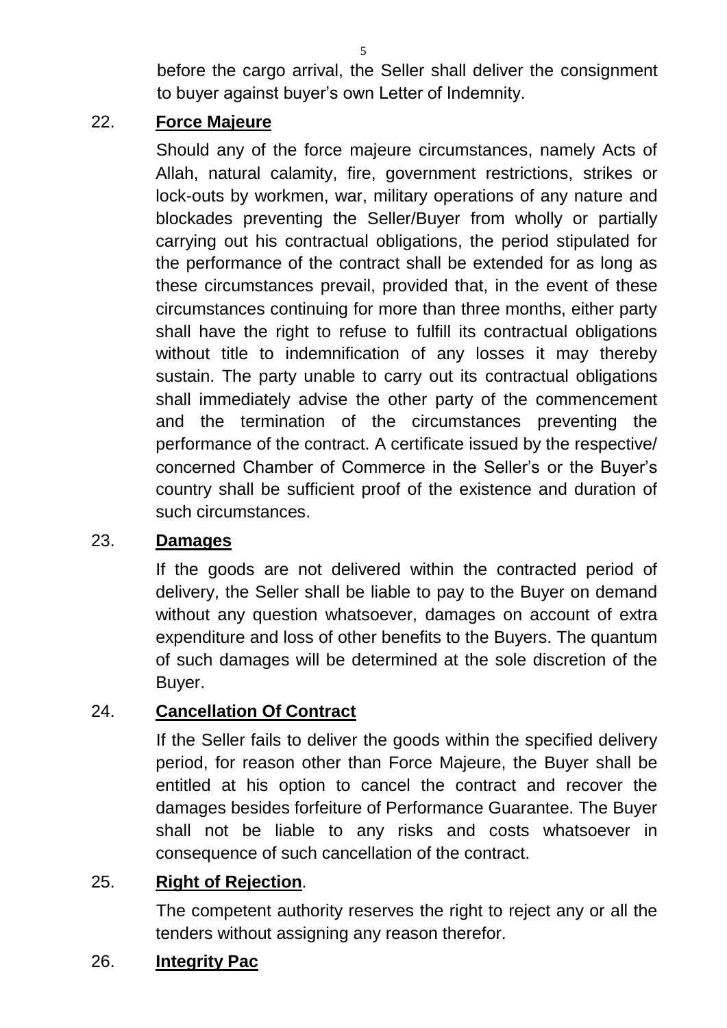before the cargo arrival, the Seller shall deliver the consignment to buyer against buyer's own Letter of Indemnity.

22. **Force Majeure**

Should any of the force majeure circumstances, namely Acts of Allah, natural calamity, fire, government restrictions, strikes or lock-outs by workmen, war, military operations of any nature and blockades preventing the Seller/Buyer from wholly or partially carrying out his contractual obligations, the period stipulated for the performance of the contract shall be extended for as long as these circumstances prevail, provided that, in the event of these circumstances continuing for more than three months, either party shall have the right to refuse to fulfill its contractual obligations without title to indemnification of any losses it may thereby sustain. The party unable to carry out its contractual obligations shall immediately advise the other party of the commencement and the termination of the circumstances preventing the performance of the contract. A certificate issued by the respective/ concerned Chamber of Commerce in the Seller's or the Buyer's country shall be sufficient proof of the existence and duration of such circumstances.

23. **Damages**

If the goods are not delivered within the contracted period of delivery, the Seller shall be liable to pay to the Buyer on demand without any question whatsoever, damages on account of extra expenditure and loss of other benefits to the Buyers. The quantum of such damages will be determined at the sole discretion of the Buyer.

24. **Cancellation Of Contract**

If the Seller fails to deliver the goods within the specified delivery period, for reason other than Force Majeure, the Buyer shall be entitled at his option to cancel the contract and recover the damages besides forfeiture of Performance Guarantee. The Buyer shall not be liable to any risks and costs whatsoever in consequence of such cancellation of the contract.

25. **Right of Rejection**.

The competent authority reserves the right to reject any or all the tenders without assigning any reason therefor.

26. **Integrity Pac**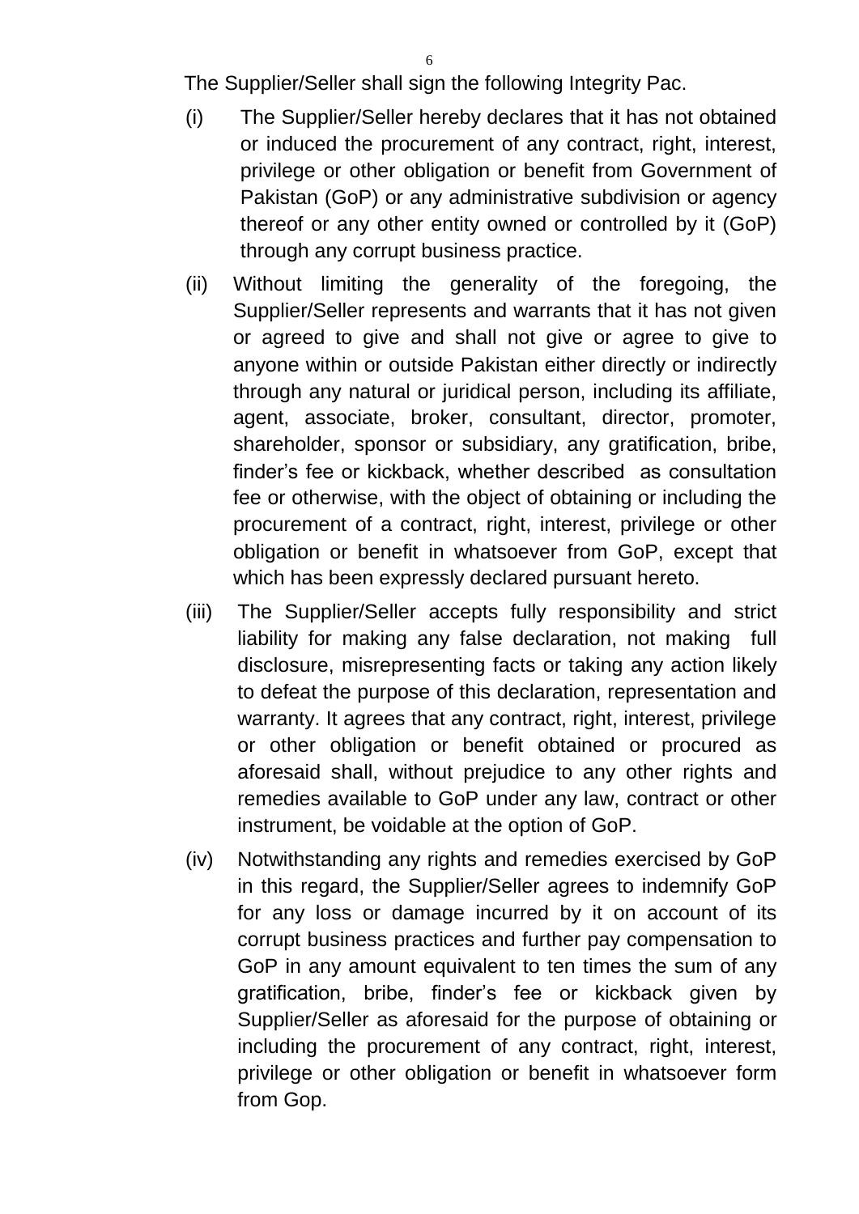The Supplier/Seller shall sign the following Integrity Pac.

(i) The Supplier/Seller hereby declares that it has not obtained or induced the procurement of any contract, right, interest, privilege or other obligation or benefit from Government of Pakistan (GoP) or any administrative subdivision or agency thereof or any other entity owned or controlled by it (GoP) through any corrupt business practice.

(ii) Without limiting the generality of the foregoing, the Supplier/Seller represents and warrants that it has not given or agreed to give and shall not give or agree to give to anyone within or outside Pakistan either directly or indirectly through any natural or juridical person, including its affiliate, agent, associate, broker, consultant, director, promoter, shareholder, sponsor or subsidiary, any gratification, bribe, finder's fee or kickback, whether described as consultation fee or otherwise, with the object of obtaining or including the procurement of a contract, right, interest, privilege or other obligation or benefit in whatsoever from GoP, except that which has been expressly declared pursuant hereto.

(iii) The Supplier/Seller accepts fully responsibility and strict liability for making any false declaration, not making full disclosure, misrepresenting facts or taking any action likely to defeat the purpose of this declaration, representation and warranty. It agrees that any contract, right, interest, privilege or other obligation or benefit obtained or procured as aforesaid shall, without prejudice to any other rights and remedies available to GoP under any law, contract or other instrument, be voidable at the option of GoP.

(iv) Notwithstanding any rights and remedies exercised by GoP in this regard, the Supplier/Seller agrees to indemnify GoP for any loss or damage incurred by it on account of its corrupt business practices and further pay compensation to GoP in any amount equivalent to ten times the sum of any gratification, bribe, finder's fee or kickback given by Supplier/Seller as aforesaid for the purpose of obtaining or including the procurement of any contract, right, interest, privilege or other obligation or benefit in whatsoever form from Gop.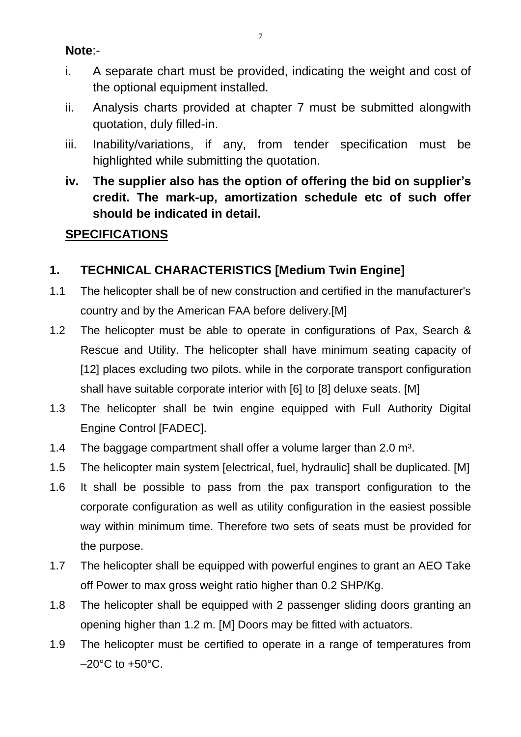**Note**:-

i. A separate chart must be provided, indicating the weight and cost of the optional equipment installed.

ii. Analysis charts provided at chapter 7 must be submitted alongwith quotation, duly filled-in.

iii. Inability/variations, if any, from tender specification must be highlighted while submitting the quotation.

**iv. The supplier also has the option of offering the bid on supplier's credit. The mark-up, amortization schedule etc of such offer should be indicated in detail.**

## SPECIFICATIONS

### 1. TECHNICAL CHARACTERISTICS [Medium Twin Engine]

1.1 The helicopter shall be of new construction and certified in the manufacturer's country and by the American FAA before delivery.[M]

1.2 The helicopter must be able to operate in configurations of Pax, Search & Rescue and Utility. The helicopter shall have minimum seating capacity of [12] places excluding two pilots. while in the corporate transport configuration shall have suitable corporate interior with [6] to [8] deluxe seats. [M]

1.3 The helicopter shall be twin engine equipped with Full Authority Digital Engine Control [FADEC].

1.4 The baggage compartment shall offer a volume larger than 2.0 $m^3$.

1.5 The helicopter main system [electrical, fuel, hydraulic] shall be duplicated. [M]

1.6 It shall be possible to pass from the pax transport configuration to the corporate configuration as well as utility configuration in the easiest possible way within minimum time. Therefore two sets of seats must be provided for the purpose.

1.7 The helicopter shall be equipped with powerful engines to grant an AEO Take off Power to max gross weight ratio higher than 0.2 SHP/Kg.

1.8 The helicopter shall be equipped with 2 passenger sliding doors granting an opening higher than 1.2 m. [M] Doors may be fitted with actuators.

1.9 The helicopter must be certified to operate in a range of temperatures from –20°C to +50°C.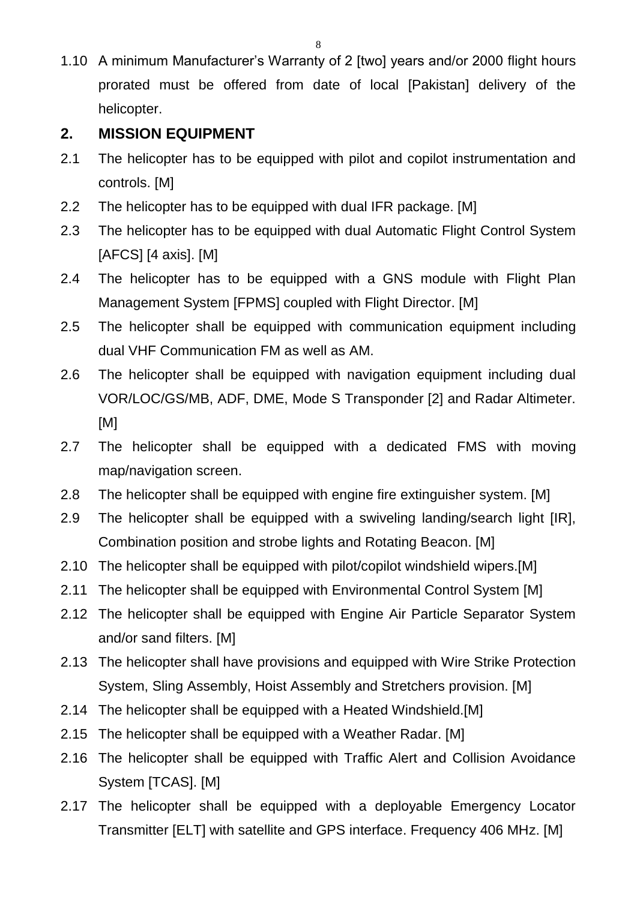1.10 A minimum Manufacturer's Warranty of 2 [two] years and/or 2000 flight hours prorated must be offered from date of local [Pakistan] delivery of the helicopter.

## 2. MISSION EQUIPMENT

2.1 The helicopter has to be equipped with pilot and copilot instrumentation and controls. [M]

2.2 The helicopter has to be equipped with dual IFR package. [M]

2.3 The helicopter has to be equipped with dual Automatic Flight Control System [AFCS] [4 axis]. [M]

2.4 The helicopter has to be equipped with a GNS module with Flight Plan Management System [FPMS] coupled with Flight Director. [M]

2.5 The helicopter shall be equipped with communication equipment including dual VHF Communication FM as well as AM.

2.6 The helicopter shall be equipped with navigation equipment including dual VOR/LOC/GS/MB, ADF, DME, Mode S Transponder [2] and Radar Altimeter. [M]

2.7 The helicopter shall be equipped with a dedicated FMS with moving map/navigation screen.

2.8 The helicopter shall be equipped with engine fire extinguisher system. [M]

2.9 The helicopter shall be equipped with a swiveling landing/search light [IR], Combination position and strobe lights and Rotating Beacon. [M]

2.10 The helicopter shall be equipped with pilot/copilot windshield wipers.[M]

2.11 The helicopter shall be equipped with Environmental Control System [M]

2.12 The helicopter shall be equipped with Engine Air Particle Separator System and/or sand filters. [M]

2.13 The helicopter shall have provisions and equipped with Wire Strike Protection System, Sling Assembly, Hoist Assembly and Stretchers provision. [M]

2.14 The helicopter shall be equipped with a Heated Windshield.[M]

2.15 The helicopter shall be equipped with a Weather Radar. [M]

2.16 The helicopter shall be equipped with Traffic Alert and Collision Avoidance System [TCAS]. [M]

2.17 The helicopter shall be equipped with a deployable Emergency Locator Transmitter [ELT] with satellite and GPS interface. Frequency 406 MHz. [M]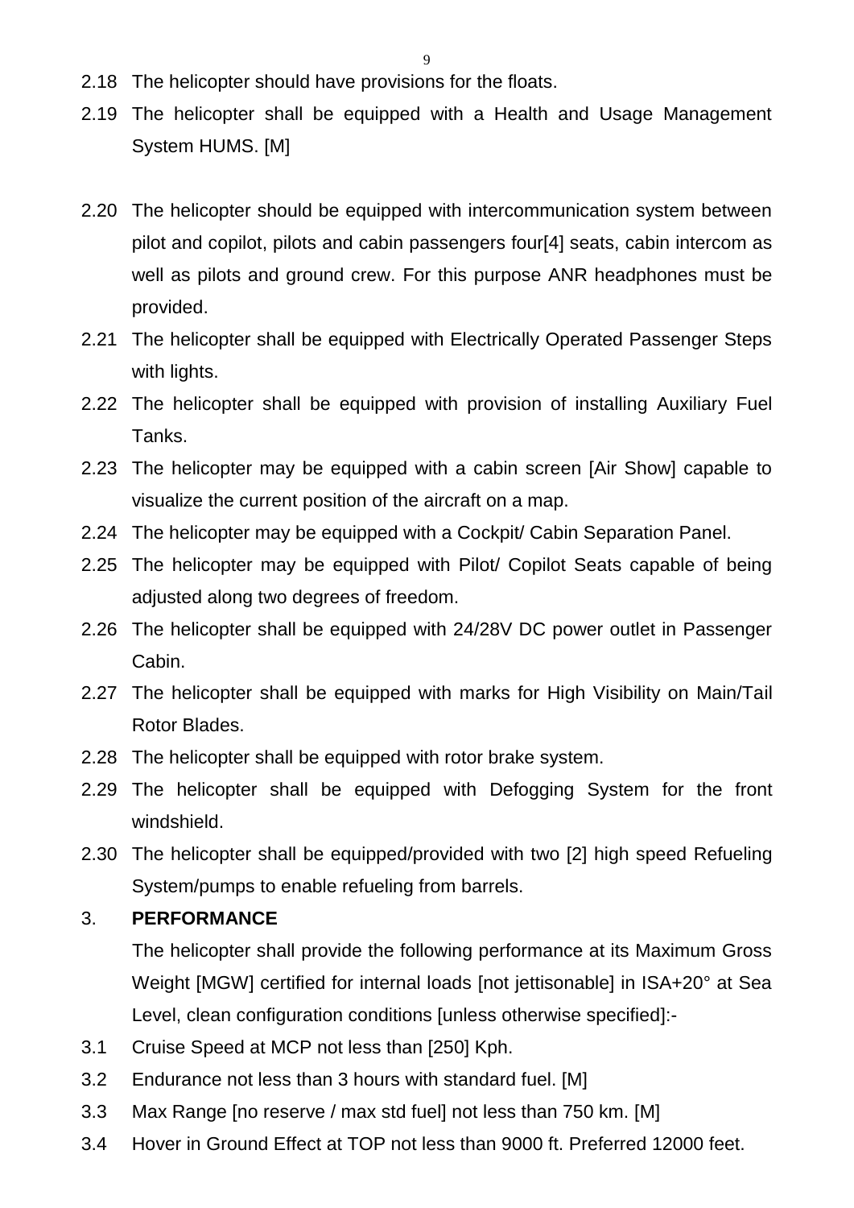2.18 The helicopter should have provisions for the floats.

2.19 The helicopter shall be equipped with a Health and Usage Management System HUMS. [M]

2.20 The helicopter should be equipped with intercommunication system between pilot and copilot, pilots and cabin passengers four[4] seats, cabin intercom as well as pilots and ground crew. For this purpose ANR headphones must be provided.

2.21 The helicopter shall be equipped with Electrically Operated Passenger Steps with lights.

2.22 The helicopter shall be equipped with provision of installing Auxiliary Fuel Tanks.

2.23 The helicopter may be equipped with a cabin screen [Air Show] capable to visualize the current position of the aircraft on a map.

2.24 The helicopter may be equipped with a Cockpit/ Cabin Separation Panel.

2.25 The helicopter may be equipped with Pilot/ Copilot Seats capable of being adjusted along two degrees of freedom.

2.26 The helicopter shall be equipped with 24/28V DC power outlet in Passenger Cabin.

2.27 The helicopter shall be equipped with marks for High Visibility on Main/Tail Rotor Blades.

2.28 The helicopter shall be equipped with rotor brake system.

2.29 The helicopter shall be equipped with Defogging System for the front windshield.

2.30 The helicopter shall be equipped/provided with two [2] high speed Refueling System/pumps to enable refueling from barrels.

## 3. PERFORMANCE

The helicopter shall provide the following performance at its Maximum Gross Weight [MGW] certified for internal loads [not jettisonable] in ISA+20° at Sea Level, clean configuration conditions [unless otherwise specified]:-

3.1 Cruise Speed at MCP not less than [250] Kph.

3.2 Endurance not less than 3 hours with standard fuel. [M]

3.3 Max Range [no reserve / max std fuel] not less than 750 km. [M]

3.4 Hover in Ground Effect at TOP not less than 9000 ft. Preferred 12000 feet.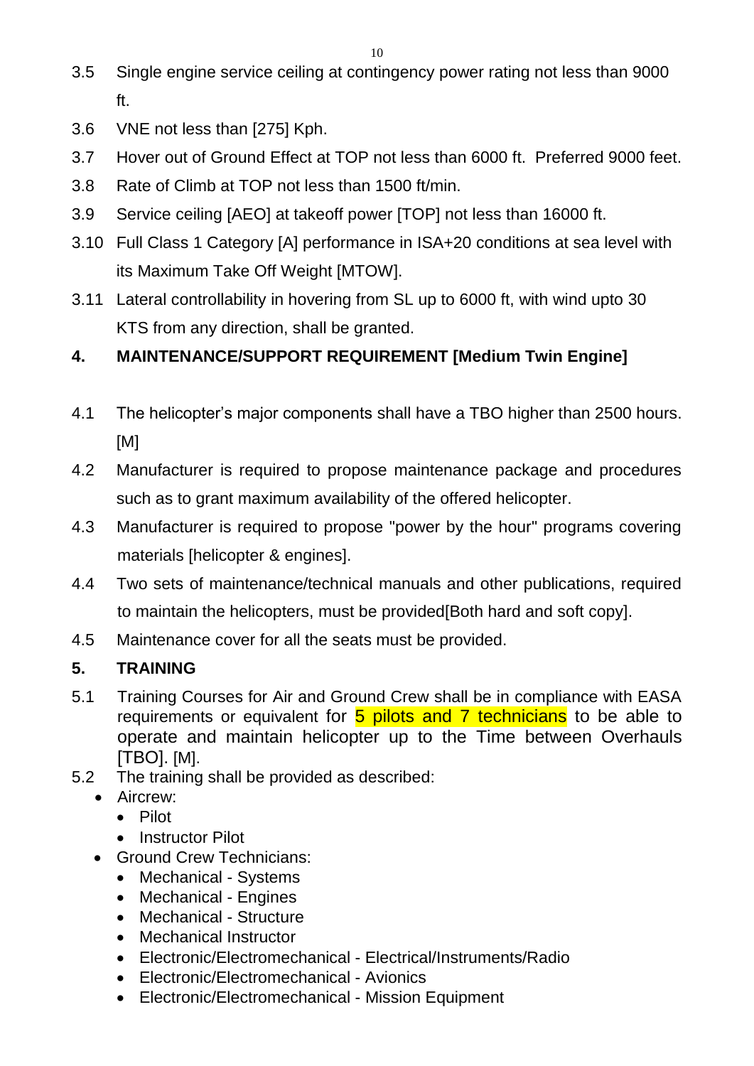3.5 Single engine service ceiling at contingency power rating not less than 9000 ft.

3.6 VNE not less than [275] Kph.

3.7 Hover out of Ground Effect at TOP not less than 6000 ft. Preferred 9000 feet.

3.8 Rate of Climb at TOP not less than 1500 ft/min.

3.9 Service ceiling [AEO] at takeoff power [TOP] not less than 16000 ft.

3.10 Full Class 1 Category [A] performance in ISA+20 conditions at sea level with its Maximum Take Off Weight [MTOW].

3.11 Lateral controllability in hovering from SL up to 6000 ft, with wind upto 30 KTS from any direction, shall be granted.

## 4. MAINTENANCE/SUPPORT REQUIREMENT [Medium Twin Engine]

4.1 The helicopter's major components shall have a TBO higher than 2500 hours. [M]

4.2 Manufacturer is required to propose maintenance package and procedures such as to grant maximum availability of the offered helicopter.

4.3 Manufacturer is required to propose "power by the hour" programs covering materials [helicopter & engines].

4.4 Two sets of maintenance/technical manuals and other publications, required to maintain the helicopters, must be provided[Both hard and soft copy].

4.5 Maintenance cover for all the seats must be provided.

## 5. TRAINING

5.1 Training Courses for Air and Ground Crew shall be in compliance with EASA requirements or equivalent for 5 pilots and 7 technicians to be able to operate and maintain helicopter up to the Time between Overhauls [TBO]. [M].

5.2 The training shall be provided as described:

- Aircrew:
  - Pilot
  - Instructor Pilot
- Ground Crew Technicians:
  - Mechanical - Systems
  - Mechanical - Engines
  - Mechanical - Structure
  - Mechanical Instructor
  - Electronic/Electromechanical - Electrical/Instruments/Radio
  - Electronic/Electromechanical - Avionics
  - Electronic/Electromechanical - Mission Equipment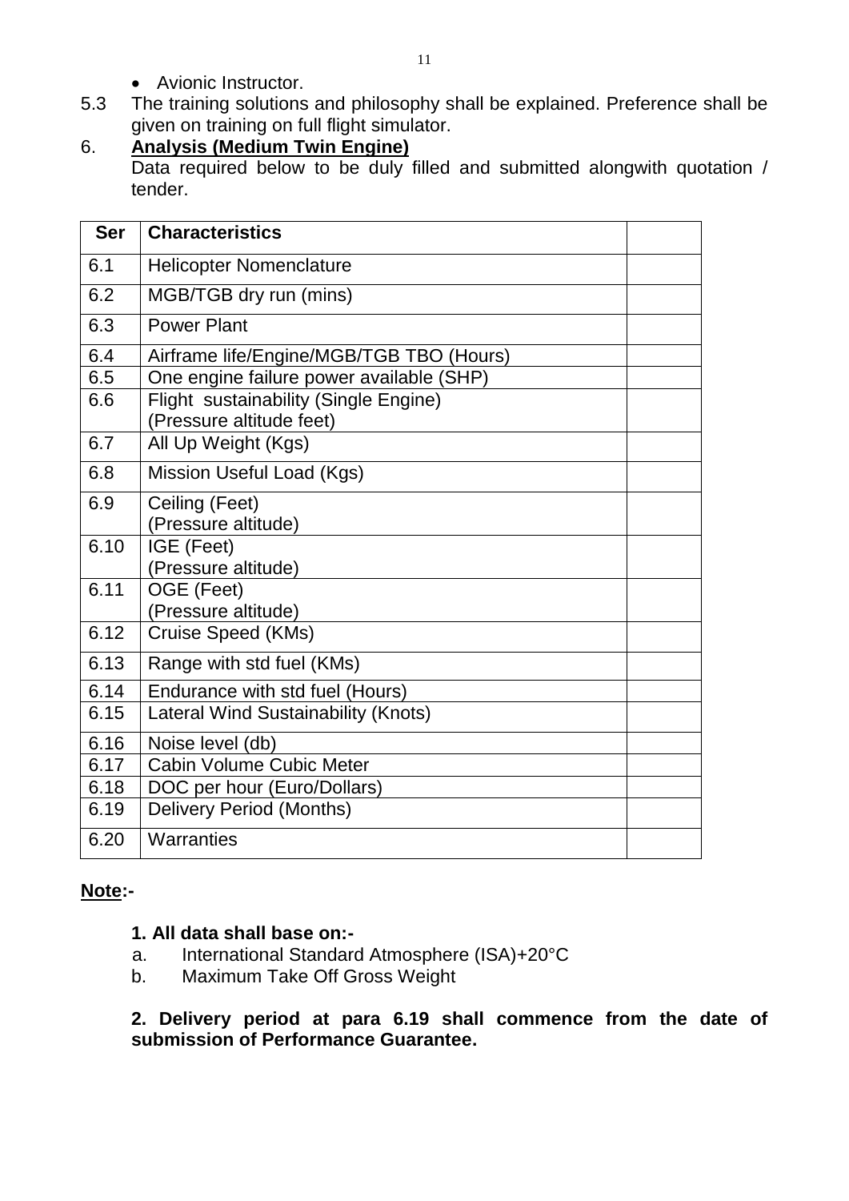- Avionic Instructor.

5.3 The training solutions and philosophy shall be explained. Preference shall be given on training on full flight simulator.

6. **Analysis (Medium Twin Engine)**

Data required below to be duly filled and submitted alongwith quotation / tender.

| Ser | Characteristics | |
|---|---|---|
| 6.1 | Helicopter Nomenclature | |
| 6.2 | MGB/TGB dry run (mins) | |
| 6.3 | Power Plant | |
| 6.4 | Airframe life/Engine/MGB/TGB TBO (Hours) | |
| 6.5 | One engine failure power available (SHP) | |
| 6.6 | Flight sustainability (Single Engine) (Pressure altitude feet) | |
| 6.7 | All Up Weight (Kgs) | |
| 6.8 | Mission Useful Load (Kgs) | |
| 6.9 | Ceiling (Feet) (Pressure altitude) | |
| 6.10 | IGE (Feet) (Pressure altitude) | |
| 6.11 | OGE (Feet) (Pressure altitude) | |
| 6.12 | Cruise Speed (KMs) | |
| 6.13 | Range with std fuel (KMs) | |
| 6.14 | Endurance with std fuel (Hours) | |
| 6.15 | Lateral Wind Sustainability (Knots) | |
| 6.16 | Noise level (db) | |
| 6.17 | Cabin Volume Cubic Meter | |
| 6.18 | DOC per hour (Euro/Dollars) | |
| 6.19 | Delivery Period (Months) | |
| 6.20 | Warranties | |

**Note:-**

**1. All data shall base on:-**

a. International Standard Atmosphere (ISA)+20°C

b. Maximum Take Off Gross Weight

**2. Delivery period at para 6.19 shall commence from the date of submission of Performance Guarantee.**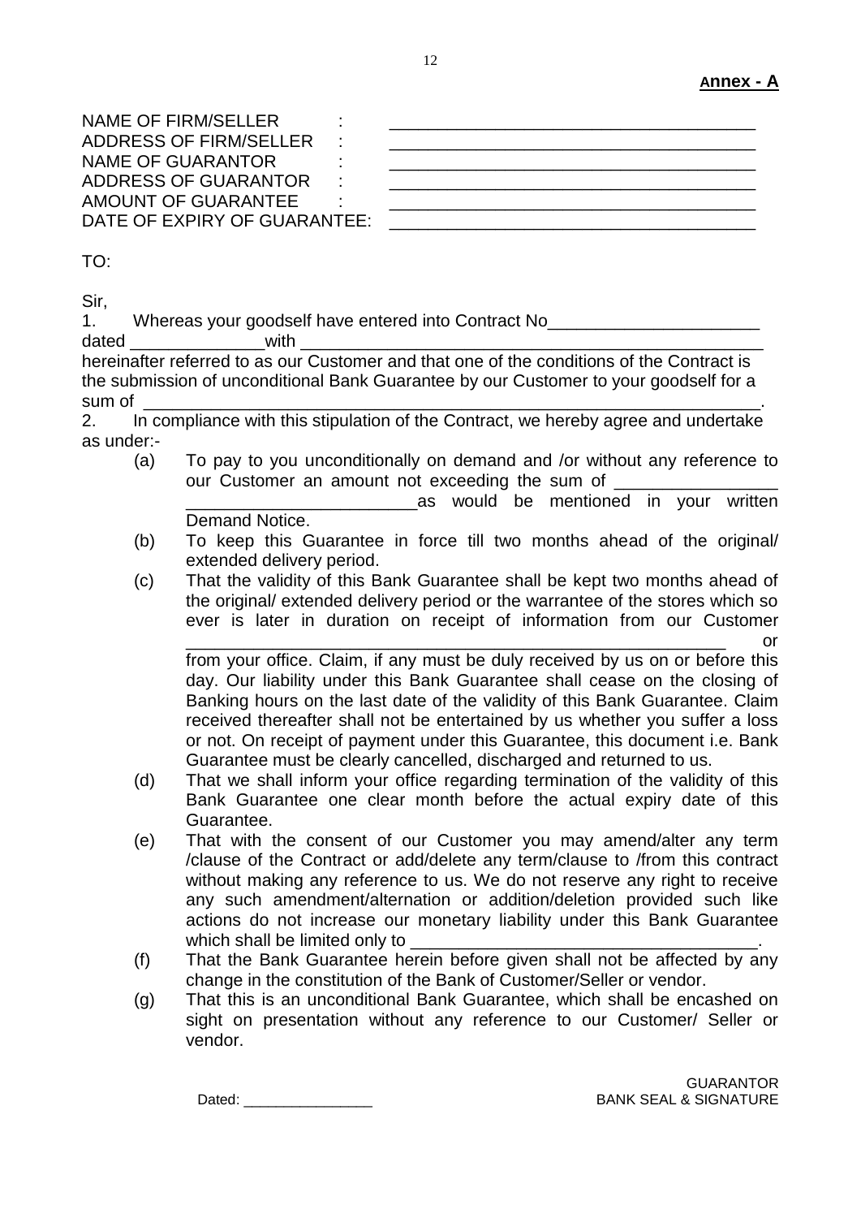**Annex - A**

NAME OF FIRM/SELLER : ______________________________________
ADDRESS OF FIRM/SELLER : ______________________________________
NAME OF GUARANTOR : ______________________________________
ADDRESS OF GUARANTOR : ______________________________________
AMOUNT OF GUARANTEE : ______________________________________
DATE OF EXPIRY OF GUARANTEE: ______________________________________

TO:

Sir,

1. Whereas your goodself have entered into Contract No______________________ dated ______________with ________________________________________________ hereinafter referred to as our Customer and that one of the conditions of the Contract is the submission of unconditional Bank Guarantee by our Customer to your goodself for a sum of ____________________________________________________________________.

2. In compliance with this stipulation of the Contract, we hereby agree and undertake as under:-

   (a) To pay to you unconditionally on demand and /or without any reference to our Customer an amount not exceeding the sum of _________________ ________________________as would be mentioned in your written Demand Notice.

   (b) To keep this Guarantee in force till two months ahead of the original/ extended delivery period.

   (c) That the validity of this Bank Guarantee shall be kept two months ahead of the original/ extended delivery period or the warrantee of the stores which so ever is later in duration on receipt of information from our Customer ___________________________________________________________ or from your office. Claim, if any must be duly received by us on or before this day. Our liability under this Bank Guarantee shall cease on the closing of Banking hours on the last date of the validity of this Bank Guarantee. Claim received thereafter shall not be entertained by us whether you suffer a loss or not. On receipt of payment under this Guarantee, this document i.e. Bank Guarantee must be clearly cancelled, discharged and returned to us.

   (d) That we shall inform your office regarding termination of the validity of this Bank Guarantee one clear month before the actual expiry date of this Guarantee.

   (e) That with the consent of our Customer you may amend/alter any term /clause of the Contract or add/delete any term/clause to /from this contract without making any reference to us. We do not reserve any right to receive any such amendment/alternation or addition/deletion provided such like actions do not increase our monetary liability under this Bank Guarantee which shall be limited only to ____________________________________.

   (f) That the Bank Guarantee herein before given shall not be affected by any change in the constitution of the Bank of Customer/Seller or vendor.

   (g) That this is an unconditional Bank Guarantee, which shall be encashed on sight on presentation without any reference to our Customer/ Seller or vendor.

Dated: ________________

GUARANTOR
BANK SEAL & SIGNATURE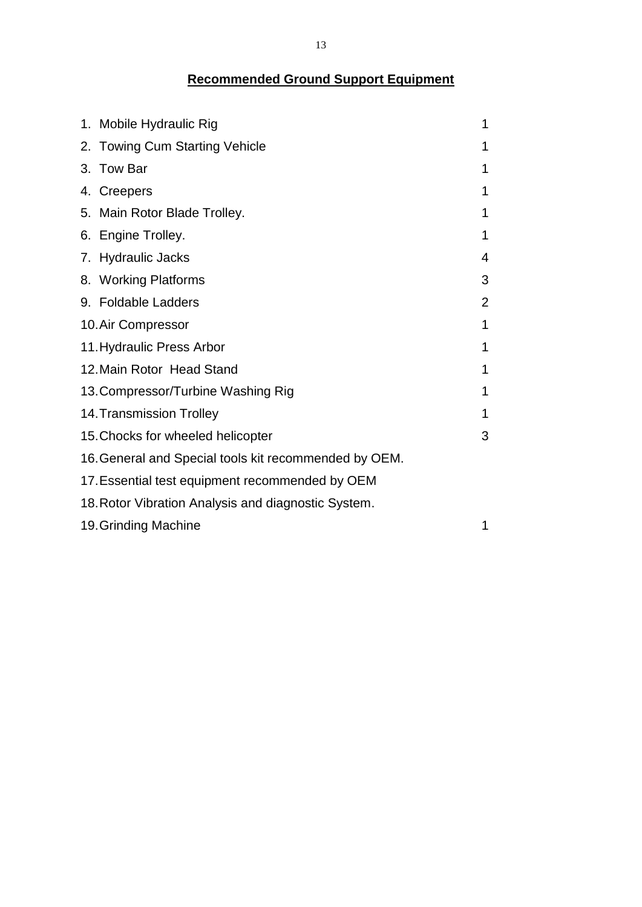## Recommended Ground Support Equipment

| | |
|---|---|
| 1. Mobile Hydraulic Rig | 1 |
| 2. Towing Cum Starting Vehicle | 1 |
| 3. Tow Bar | 1 |
| 4. Creepers | 1 |
| 5. Main Rotor Blade Trolley. | 1 |
| 6. Engine Trolley. | 1 |
| 7. Hydraulic Jacks | 4 |
| 8. Working Platforms | 3 |
| 9. Foldable Ladders | 2 |
| 10. Air Compressor | 1 |
| 11. Hydraulic Press Arbor | 1 |
| 12. Main Rotor Head Stand | 1 |
| 13. Compressor/Turbine Washing Rig | 1 |
| 14. Transmission Trolley | 1 |
| 15. Chocks for wheeled helicopter | 3 |
| 16. General and Special tools kit recommended by OEM. | |
| 17. Essential test equipment recommended by OEM | |
| 18. Rotor Vibration Analysis and diagnostic System. | |
| 19. Grinding Machine | 1 |